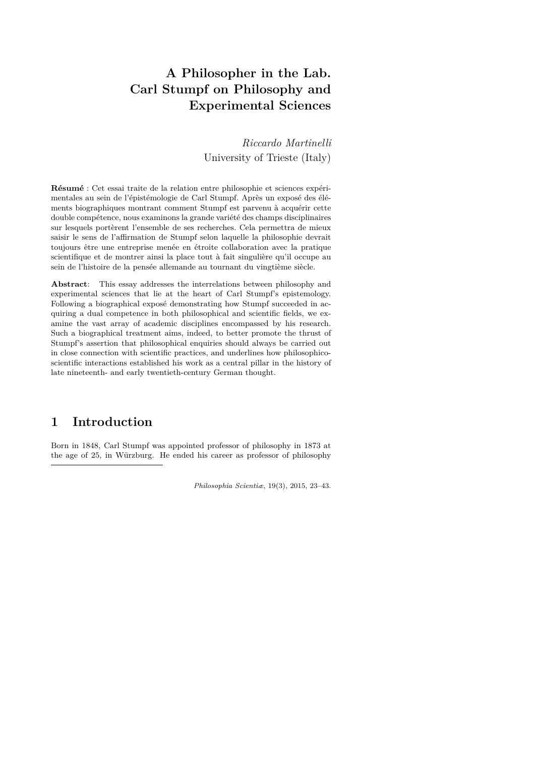# A Philosopher in the Lab. Carl Stumpf on Philosophy and Experimental Sciences

*Riccardo Martinelli*
University of Trieste (Italy)

**Résumé** : Cet essai traite de la relation entre philosophie et sciences expérimentales au sein de l'épistémologie de Carl Stumpf. Après un exposé des éléments biographiques montrant comment Stumpf est parvenu à acquérir cette double compétence, nous examinons la grande variété des champs disciplinaires sur lesquels portèrent l'ensemble de ses recherches. Cela permettra de mieux saisir le sens de l'affirmation de Stumpf selon laquelle la philosophie devrait toujours être une entreprise menée en étroite collaboration avec la pratique scientifique et de montrer ainsi la place tout à fait singulière qu'il occupe au sein de l'histoire de la pensée allemande au tournant du vingtième siècle.

**Abstract**: This essay addresses the interrelations between philosophy and experimental sciences that lie at the heart of Carl Stumpf's epistemology. Following a biographical exposé demonstrating how Stumpf succeeded in acquiring a dual competence in both philosophical and scientific fields, we examine the vast array of academic disciplines encompassed by his research. Such a biographical treatment aims, indeed, to better promote the thrust of Stumpf's assertion that philosophical enquiries should always be carried out in close connection with scientific practices, and underlines how philosophico-scientific interactions established his work as a central pillar in the history of late nineteenth- and early twentieth-century German thought.

## 1 Introduction

Born in 1848, Carl Stumpf was appointed professor of philosophy in 1873 at the age of 25, in Würzburg. He ended his career as professor of philosophy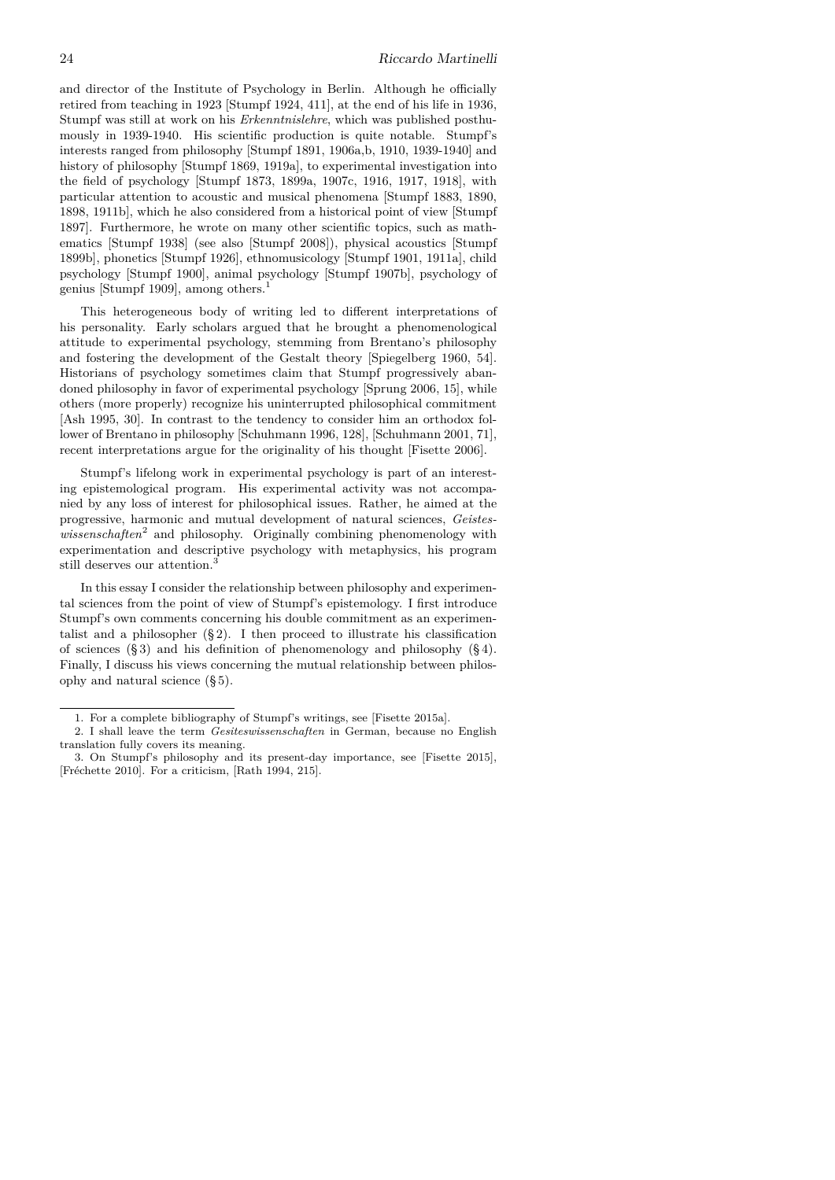and director of the Institute of Psychology in Berlin. Although he officially retired from teaching in 1923 [Stumpf 1924, 411], at the end of his life in 1936, Stumpf was still at work on his *Erkenntnislehre*, which was published posthumously in 1939-1940. His scientific production is quite notable. Stumpf's interests ranged from philosophy [Stumpf 1891, 1906a,b, 1910, 1939-1940] and history of philosophy [Stumpf 1869, 1919a], to experimental investigation into the field of psychology [Stumpf 1873, 1899a, 1907c, 1916, 1917, 1918], with particular attention to acoustic and musical phenomena [Stumpf 1883, 1890, 1898, 1911b], which he also considered from a historical point of view [Stumpf 1897]. Furthermore, he wrote on many other scientific topics, such as mathematics [Stumpf 1938] (see also [Stumpf 2008]), physical acoustics [Stumpf 1899b], phonetics [Stumpf 1926], ethnomusicology [Stumpf 1901, 1911a], child psychology [Stumpf 1900], animal psychology [Stumpf 1907b], psychology of genius [Stumpf 1909], among others.[1]

This heterogeneous body of writing led to different interpretations of his personality. Early scholars argued that he brought a phenomenological attitude to experimental psychology, stemming from Brentano's philosophy and fostering the development of the Gestalt theory [Spiegelberg 1960, 54]. Historians of psychology sometimes claim that Stumpf progressively abandoned philosophy in favor of experimental psychology [Sprung 2006, 15], while others (more properly) recognize his uninterrupted philosophical commitment [Ash 1995, 30]. In contrast to the tendency to consider him an orthodox follower of Brentano in philosophy [Schuhmann 1996, 128], [Schuhmann 2001, 71], recent interpretations argue for the originality of his thought [Fisette 2006].

Stumpf's lifelong work in experimental psychology is part of an interesting epistemological program. His experimental activity was not accompanied by any loss of interest for philosophical issues. Rather, he aimed at the progressive, harmonic and mutual development of natural sciences, *Geisteswissenschaften*[2] and philosophy. Originally combining phenomenology with experimentation and descriptive psychology with metaphysics, his program still deserves our attention.[3]

In this essay I consider the relationship between philosophy and experimental sciences from the point of view of Stumpf's epistemology. I first introduce Stumpf's own comments concerning his double commitment as an experimentalist and a philosopher (§ 2). I then proceed to illustrate his classification of sciences (§ 3) and his definition of phenomenology and philosophy (§ 4). Finally, I discuss his views concerning the mutual relationship between philosophy and natural science (§ 5).

---

1. For a complete bibliography of Stumpf's writings, see [Fisette 2015a].

2. I shall leave the term *Gesiteswissenschaften* in German, because no English translation fully covers its meaning.

3. On Stumpf's philosophy and its present-day importance, see [Fisette 2015], [Fréchette 2010]. For a criticism, [Rath 1994, 215].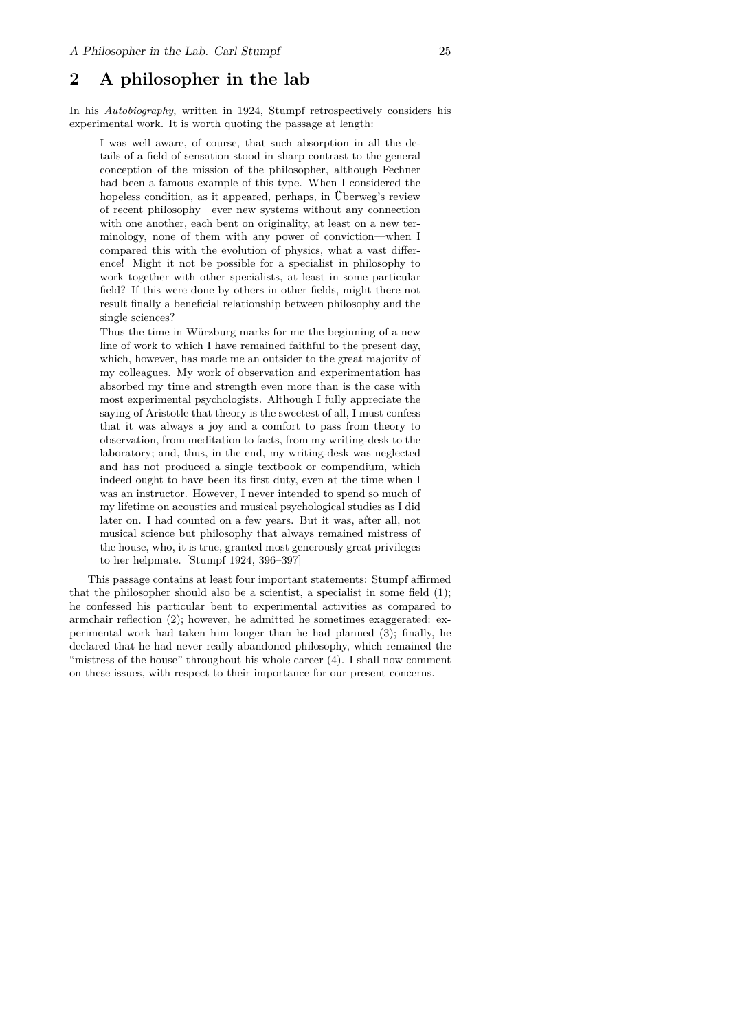## 2 A philosopher in the lab

In his *Autobiography*, written in 1924, Stumpf retrospectively considers his experimental work. It is worth quoting the passage at length:

> I was well aware, of course, that such absorption in all the details of a field of sensation stood in sharp contrast to the general conception of the mission of the philosopher, although Fechner had been a famous example of this type. When I considered the hopeless condition, as it appeared, perhaps, in Überweg's review of recent philosophy—ever new systems without any connection with one another, each bent on originality, at least on a new terminology, none of them with any power of conviction—when I compared this with the evolution of physics, what a vast difference! Might it not be possible for a specialist in philosophy to work together with other specialists, at least in some particular field? If this were done by others in other fields, might there not result finally a beneficial relationship between philosophy and the single sciences?
>
> Thus the time in Würzburg marks for me the beginning of a new line of work to which I have remained faithful to the present day, which, however, has made me an outsider to the great majority of my colleagues. My work of observation and experimentation has absorbed my time and strength even more than is the case with most experimental psychologists. Although I fully appreciate the saying of Aristotle that theory is the sweetest of all, I must confess that it was always a joy and a comfort to pass from theory to observation, from meditation to facts, from my writing-desk to the laboratory; and, thus, in the end, my writing-desk was neglected and has not produced a single textbook or compendium, which indeed ought to have been its first duty, even at the time when I was an instructor. However, I never intended to spend so much of my lifetime on acoustics and musical psychological studies as I did later on. I had counted on a few years. But it was, after all, not musical science but philosophy that always remained mistress of the house, who, it is true, granted most generously great privileges to her helpmate. [Stumpf 1924, 396–397]

This passage contains at least four important statements: Stumpf affirmed that the philosopher should also be a scientist, a specialist in some field (1); he confessed his particular bent to experimental activities as compared to armchair reflection (2); however, he admitted he sometimes exaggerated: experimental work had taken him longer than he had planned (3); finally, he declared that he had never really abandoned philosophy, which remained the "mistress of the house" throughout his whole career (4). I shall now comment on these issues, with respect to their importance for our present concerns.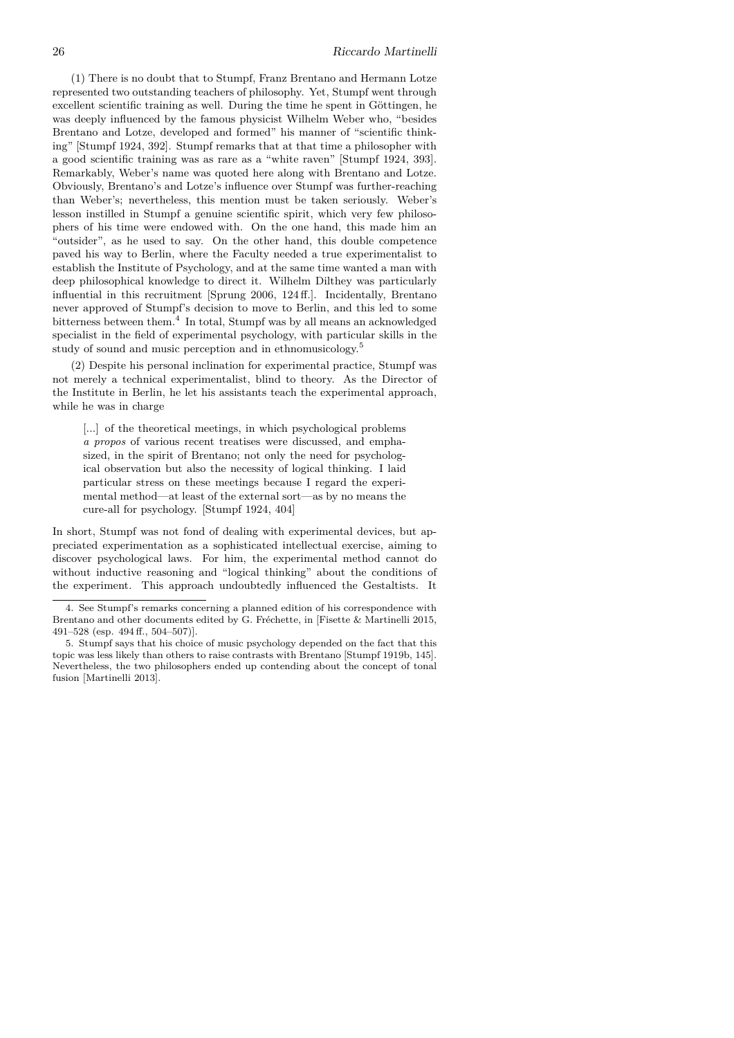(1) There is no doubt that to Stumpf, Franz Brentano and Hermann Lotze represented two outstanding teachers of philosophy. Yet, Stumpf went through excellent scientific training as well. During the time he spent in Göttingen, he was deeply influenced by the famous physicist Wilhelm Weber who, "besides Brentano and Lotze, developed and formed" his manner of "scientific thinking" [Stumpf 1924, 392]. Stumpf remarks that at that time a philosopher with a good scientific training was as rare as a "white raven" [Stumpf 1924, 393]. Remarkably, Weber's name was quoted here along with Brentano and Lotze. Obviously, Brentano's and Lotze's influence over Stumpf was further-reaching than Weber's; nevertheless, this mention must be taken seriously. Weber's lesson instilled in Stumpf a genuine scientific spirit, which very few philosophers of his time were endowed with. On the one hand, this made him an "outsider", as he used to say. On the other hand, this double competence paved his way to Berlin, where the Faculty needed a true experimentalist to establish the Institute of Psychology, and at the same time wanted a man with deep philosophical knowledge to direct it. Wilhelm Dilthey was particularly influential in this recruitment [Sprung 2006, 124 ff.]. Incidentally, Brentano never approved of Stumpf's decision to move to Berlin, and this led to some bitterness between them.[4] In total, Stumpf was by all means an acknowledged specialist in the field of experimental psychology, with particular skills in the study of sound and music perception and in ethnomusicology.[5]

(2) Despite his personal inclination for experimental practice, Stumpf was not merely a technical experimentalist, blind to theory. As the Director of the Institute in Berlin, he let his assistants teach the experimental approach, while he was in charge

> [...] of the theoretical meetings, in which psychological problems *a propos* of various recent treatises were discussed, and emphasized, in the spirit of Brentano; not only the need for psychological observation but also the necessity of logical thinking. I laid particular stress on these meetings because I regard the experimental method—at least of the external sort—as by no means the cure-all for psychology. [Stumpf 1924, 404]

In short, Stumpf was not fond of dealing with experimental devices, but appreciated experimentation as a sophisticated intellectual exercise, aiming to discover psychological laws. For him, the experimental method cannot do without inductive reasoning and "logical thinking" about the conditions of the experiment. This approach undoubtedly influenced the Gestaltists. It

---

4. See Stumpf's remarks concerning a planned edition of his correspondence with Brentano and other documents edited by G. Fréchette, in [Fisette & Martinelli 2015, 491–528 (esp. 494 ff., 504–507)].

5. Stumpf says that his choice of music psychology depended on the fact that this topic was less likely than others to raise contrasts with Brentano [Stumpf 1919b, 145]. Nevertheless, the two philosophers ended up contending about the concept of tonal fusion [Martinelli 2013].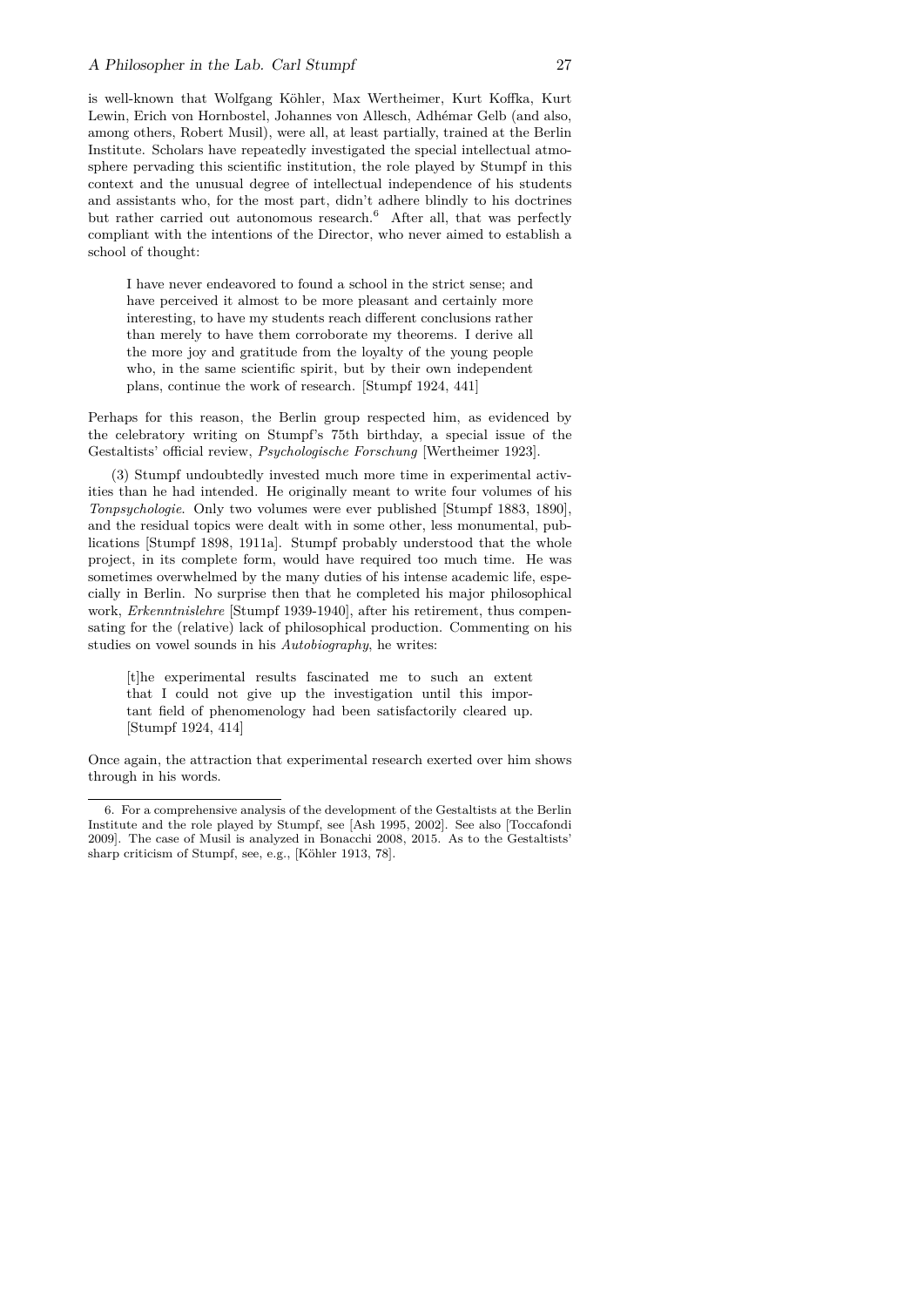is well-known that Wolfgang Köhler, Max Wertheimer, Kurt Koffka, Kurt Lewin, Erich von Hornbostel, Johannes von Allesch, Adhémar Gelb (and also, among others, Robert Musil), were all, at least partially, trained at the Berlin Institute. Scholars have repeatedly investigated the special intellectual atmosphere pervading this scientific institution, the role played by Stumpf in this context and the unusual degree of intellectual independence of his students and assistants who, for the most part, didn't adhere blindly to his doctrines but rather carried out autonomous research.[6] After all, that was perfectly compliant with the intentions of the Director, who never aimed to establish a school of thought:

> I have never endeavored to found a school in the strict sense; and have perceived it almost to be more pleasant and certainly more interesting, to have my students reach different conclusions rather than merely to have them corroborate my theorems. I derive all the more joy and gratitude from the loyalty of the young people who, in the same scientific spirit, but by their own independent plans, continue the work of research. [Stumpf 1924, 441]

Perhaps for this reason, the Berlin group respected him, as evidenced by the celebratory writing on Stumpf's 75th birthday, a special issue of the Gestaltists' official review, *Psychologische Forschung* [Wertheimer 1923].

(3) Stumpf undoubtedly invested much more time in experimental activities than he had intended. He originally meant to write four volumes of his *Tonpsychologie*. Only two volumes were ever published [Stumpf 1883, 1890], and the residual topics were dealt with in some other, less monumental, publications [Stumpf 1898, 1911a]. Stumpf probably understood that the whole project, in its complete form, would have required too much time. He was sometimes overwhelmed by the many duties of his intense academic life, especially in Berlin. No surprise then that he completed his major philosophical work, *Erkenntnislehre* [Stumpf 1939-1940], after his retirement, thus compensating for the (relative) lack of philosophical production. Commenting on his studies on vowel sounds in his *Autobiography*, he writes:

> [t]he experimental results fascinated me to such an extent that I could not give up the investigation until this important field of phenomenology had been satisfactorily cleared up. [Stumpf 1924, 414]

Once again, the attraction that experimental research exerted over him shows through in his words.

---

6. For a comprehensive analysis of the development of the Gestaltists at the Berlin Institute and the role played by Stumpf, see [Ash 1995, 2002]. See also [Toccafondi 2009]. The case of Musil is analyzed in Bonacchi 2008, 2015. As to the Gestaltists' sharp criticism of Stumpf, see, e.g., [Köhler 1913, 78].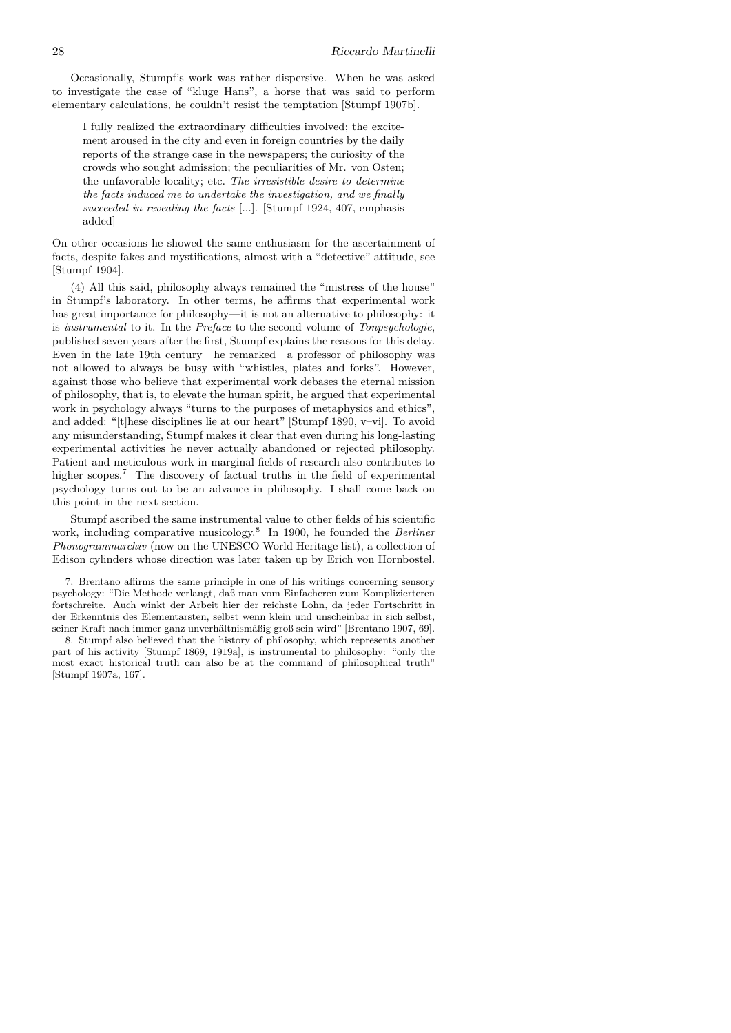Occasionally, Stumpf's work was rather dispersive. When he was asked to investigate the case of "kluge Hans", a horse that was said to perform elementary calculations, he couldn't resist the temptation [Stumpf 1907b].

> I fully realized the extraordinary difficulties involved; the excitement aroused in the city and even in foreign countries by the daily reports of the strange case in the newspapers; the curiosity of the crowds who sought admission; the peculiarities of Mr. von Osten; the unfavorable locality; etc. *The irresistible desire to determine the facts induced me to undertake the investigation, and we finally succeeded in revealing the facts* [...]. [Stumpf 1924, 407, emphasis added]

On other occasions he showed the same enthusiasm for the ascertainment of facts, despite fakes and mystifications, almost with a "detective" attitude, see [Stumpf 1904].

(4) All this said, philosophy always remained the "mistress of the house" in Stumpf's laboratory. In other terms, he affirms that experimental work has great importance for philosophy—it is not an alternative to philosophy: it is *instrumental* to it. In the *Preface* to the second volume of *Tonpsychologie*, published seven years after the first, Stumpf explains the reasons for this delay. Even in the late 19th century—he remarked—a professor of philosophy was not allowed to always be busy with "whistles, plates and forks". However, against those who believe that experimental work debases the eternal mission of philosophy, that is, to elevate the human spirit, he argued that experimental work in psychology always "turns to the purposes of metaphysics and ethics", and added: "[t]hese disciplines lie at our heart" [Stumpf 1890, v–vi]. To avoid any misunderstanding, Stumpf makes it clear that even during his long-lasting experimental activities he never actually abandoned or rejected philosophy. Patient and meticulous work in marginal fields of research also contributes to higher scopes.[7] The discovery of factual truths in the field of experimental psychology turns out to be an advance in philosophy. I shall come back on this point in the next section.

Stumpf ascribed the same instrumental value to other fields of his scientific work, including comparative musicology.[8] In 1900, he founded the *Berliner Phonogrammarchiv* (now on the UNESCO World Heritage list), a collection of Edison cylinders whose direction was later taken up by Erich von Hornbostel.

---

7. Brentano affirms the same principle in one of his writings concerning sensory psychology: "Die Methode verlangt, daß man vom Einfacheren zum Komplizierteren fortschreite. Auch winkt der Arbeit hier der reichste Lohn, da jeder Fortschritt in der Erkenntnis des Elementarsten, selbst wenn klein und unscheinbar in sich selbst, seiner Kraft nach immer ganz unverhältnismäßig groß sein wird" [Brentano 1907, 69].

8. Stumpf also believed that the history of philosophy, which represents another part of his activity [Stumpf 1869, 1919a], is instrumental to philosophy: "only the most exact historical truth can also be at the command of philosophical truth" [Stumpf 1907a, 167].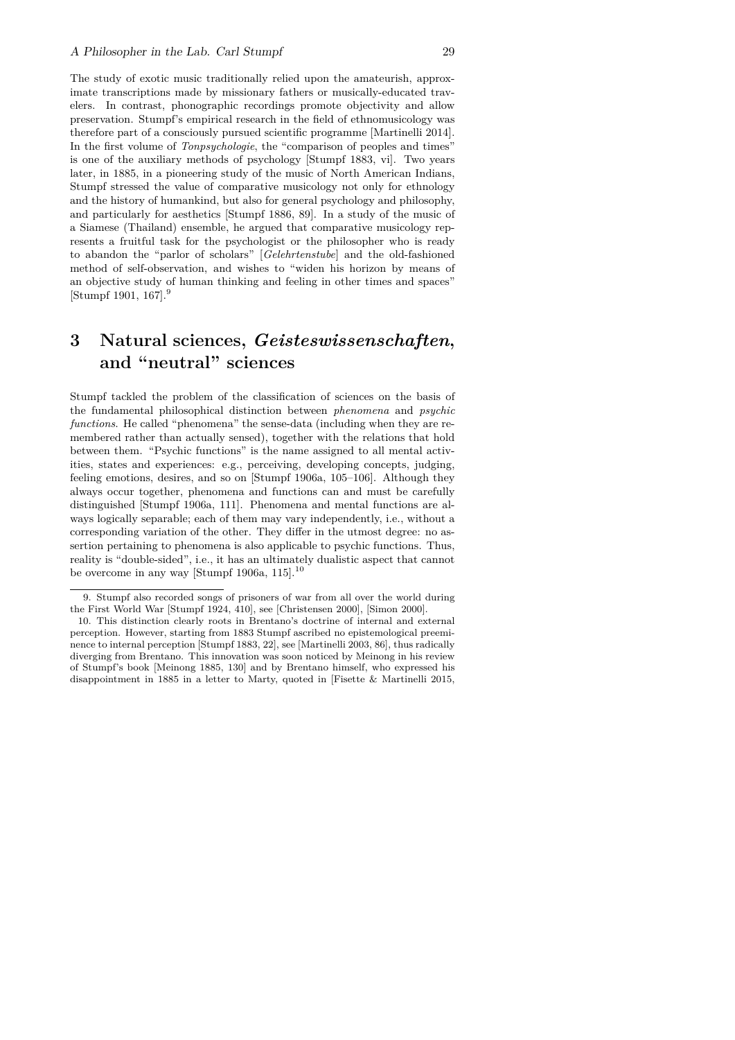The study of exotic music traditionally relied upon the amateurish, approximate transcriptions made by missionary fathers or musically-educated travelers. In contrast, phonographic recordings promote objectivity and allow preservation. Stumpf's empirical research in the field of ethnomusicology was therefore part of a consciously pursued scientific programme [Martinelli 2014]. In the first volume of *Tonpsychologie*, the "comparison of peoples and times" is one of the auxiliary methods of psychology [Stumpf 1883, vi]. Two years later, in 1885, in a pioneering study of the music of North American Indians, Stumpf stressed the value of comparative musicology not only for ethnology and the history of humankind, but also for general psychology and philosophy, and particularly for aesthetics [Stumpf 1886, 89]. In a study of the music of a Siamese (Thailand) ensemble, he argued that comparative musicology represents a fruitful task for the psychologist or the philosopher who is ready to abandon the "parlor of scholars" [*Gelehrtenstube*] and the old-fashioned method of self-observation, and wishes to "widen his horizon by means of an objective study of human thinking and feeling in other times and spaces" [Stumpf 1901, 167].[9]

# 3 Natural sciences, *Geisteswissenschaften*, and "neutral" sciences

Stumpf tackled the problem of the classification of sciences on the basis of the fundamental philosophical distinction between *phenomena* and *psychic functions*. He called "phenomena" the sense-data (including when they are remembered rather than actually sensed), together with the relations that hold between them. "Psychic functions" is the name assigned to all mental activities, states and experiences: e.g., perceiving, developing concepts, judging, feeling emotions, desires, and so on [Stumpf 1906a, 105–106]. Although they always occur together, phenomena and functions can and must be carefully distinguished [Stumpf 1906a, 111]. Phenomena and mental functions are always logically separable; each of them may vary independently, i.e., without a corresponding variation of the other. They differ in the utmost degree: no assertion pertaining to phenomena is also applicable to psychic functions. Thus, reality is "double-sided", i.e., it has an ultimately dualistic aspect that cannot be overcome in any way [Stumpf 1906a, 115].[10]

---

9. Stumpf also recorded songs of prisoners of war from all over the world during the First World War [Stumpf 1924, 410], see [Christensen 2000], [Simon 2000].

10. This distinction clearly roots in Brentano's doctrine of internal and external perception. However, starting from 1883 Stumpf ascribed no epistemological preeminence to internal perception [Stumpf 1883, 22], see [Martinelli 2003, 86], thus radically diverging from Brentano. This innovation was soon noticed by Meinong in his review of Stumpf's book [Meinong 1885, 130] and by Brentano himself, who expressed his disappointment in 1885 in a letter to Marty, quoted in [Fisette & Martinelli 2015,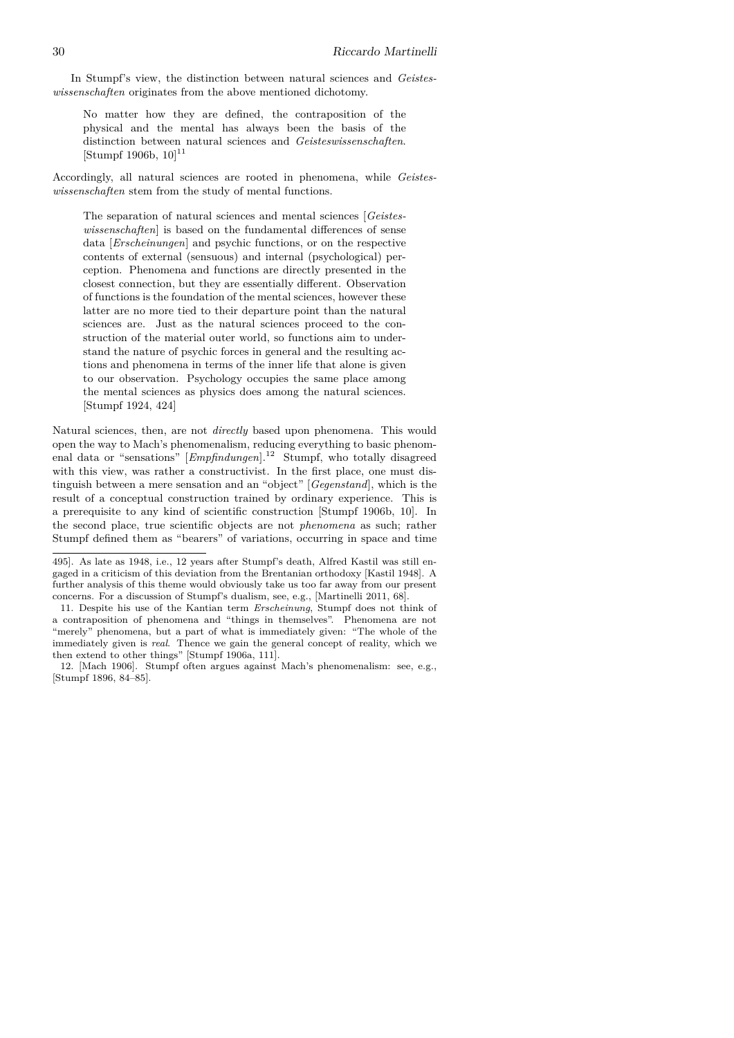In Stumpf's view, the distinction between natural sciences and *Geisteswissenschaften* originates from the above mentioned dichotomy.

> No matter how they are defined, the contraposition of the physical and the mental has always been the basis of the distinction between natural sciences and *Geisteswissenschaften*. [Stumpf 1906b, 10][11]

Accordingly, all natural sciences are rooted in phenomena, while *Geisteswissenschaften* stem from the study of mental functions.

> The separation of natural sciences and mental sciences [*Geisteswissenschaften*] is based on the fundamental differences of sense data [*Erscheinungen*] and psychic functions, or on the respective contents of external (sensuous) and internal (psychological) perception. Phenomena and functions are directly presented in the closest connection, but they are essentially different. Observation of functions is the foundation of the mental sciences, however these latter are no more tied to their departure point than the natural sciences are. Just as the natural sciences proceed to the construction of the material outer world, so functions aim to understand the nature of psychic forces in general and the resulting actions and phenomena in terms of the inner life that alone is given to our observation. Psychology occupies the same place among the mental sciences as physics does among the natural sciences. [Stumpf 1924, 424]

Natural sciences, then, are not *directly* based upon phenomena. This would open the way to Mach's phenomenalism, reducing everything to basic phenomenal data or "sensations" [*Empfindungen*].[12] Stumpf, who totally disagreed with this view, was rather a constructivist. In the first place, one must distinguish between a mere sensation and an "object" [*Gegenstand*], which is the result of a conceptual construction trained by ordinary experience. This is a prerequisite to any kind of scientific construction [Stumpf 1906b, 10]. In the second place, true scientific objects are not *phenomena* as such; rather Stumpf defined them as "bearers" of variations, occurring in space and time

---

495]. As late as 1948, i.e., 12 years after Stumpf's death, Alfred Kastil was still engaged in a criticism of this deviation from the Brentanian orthodoxy [Kastil 1948]. A further analysis of this theme would obviously take us too far away from our present concerns. For a discussion of Stumpf's dualism, see, e.g., [Martinelli 2011, 68].

11. Despite his use of the Kantian term *Erscheinung*, Stumpf does not think of a contraposition of phenomena and "things in themselves". Phenomena are not "merely" phenomena, but a part of what is immediately given: "The whole of the immediately given is *real*. Thence we gain the general concept of reality, which we then extend to other things" [Stumpf 1906a, 111].

12. [Mach 1906]. Stumpf often argues against Mach's phenomenalism: see, e.g., [Stumpf 1896, 84–85].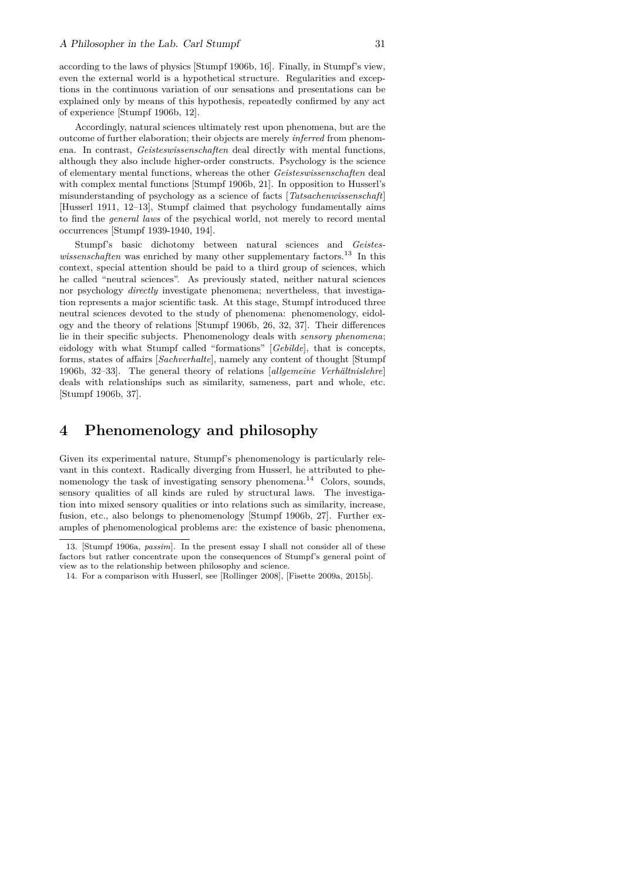according to the laws of physics [Stumpf 1906b, 16]. Finally, in Stumpf's view, even the external world is a hypothetical structure. Regularities and exceptions in the continuous variation of our sensations and presentations can be explained only by means of this hypothesis, repeatedly confirmed by any act of experience [Stumpf 1906b, 12].

Accordingly, natural sciences ultimately rest upon phenomena, but are the outcome of further elaboration; their objects are merely *inferred* from phenomena. In contrast, *Geisteswissenschaften* deal directly with mental functions, although they also include higher-order constructs. Psychology is the science of elementary mental functions, whereas the other *Geisteswissenschaften* deal with complex mental functions [Stumpf 1906b, 21]. In opposition to Husserl's misunderstanding of psychology as a science of facts [*Tatsachenwissenschaft*] [Husserl 1911, 12–13], Stumpf claimed that psychology fundamentally aims to find the *general laws* of the psychical world, not merely to record mental occurrences [Stumpf 1939-1940, 194].

Stumpf's basic dichotomy between natural sciences and *Geisteswissenschaften* was enriched by many other supplementary factors.[13] In this context, special attention should be paid to a third group of sciences, which he called "neutral sciences". As previously stated, neither natural sciences nor psychology *directly* investigate phenomena; nevertheless, that investigation represents a major scientific task. At this stage, Stumpf introduced three neutral sciences devoted to the study of phenomena: phenomenology, eidology and the theory of relations [Stumpf 1906b, 26, 32, 37]. Their differences lie in their specific subjects. Phenomenology deals with *sensory phenomena*; eidology with what Stumpf called "formations" [*Gebilde*], that is concepts, forms, states of affairs [*Sachverhalte*], namely any content of thought [Stumpf 1906b, 32–33]. The general theory of relations [*allgemeine Verhältnislehre*] deals with relationships such as similarity, sameness, part and whole, etc. [Stumpf 1906b, 37].

# 4 Phenomenology and philosophy

Given its experimental nature, Stumpf's phenomenology is particularly relevant in this context. Radically diverging from Husserl, he attributed to phenomenology the task of investigating sensory phenomena.[14] Colors, sounds, sensory qualities of all kinds are ruled by structural laws. The investigation into mixed sensory qualities or into relations such as similarity, increase, fusion, etc., also belongs to phenomenology [Stumpf 1906b, 27]. Further examples of phenomenological problems are: the existence of basic phenomena,

---

13. [Stumpf 1906a, *passim*]. In the present essay I shall not consider all of these factors but rather concentrate upon the consequences of Stumpf's general point of view as to the relationship between philosophy and science.

14. For a comparison with Husserl, see [Rollinger 2008], [Fisette 2009a, 2015b].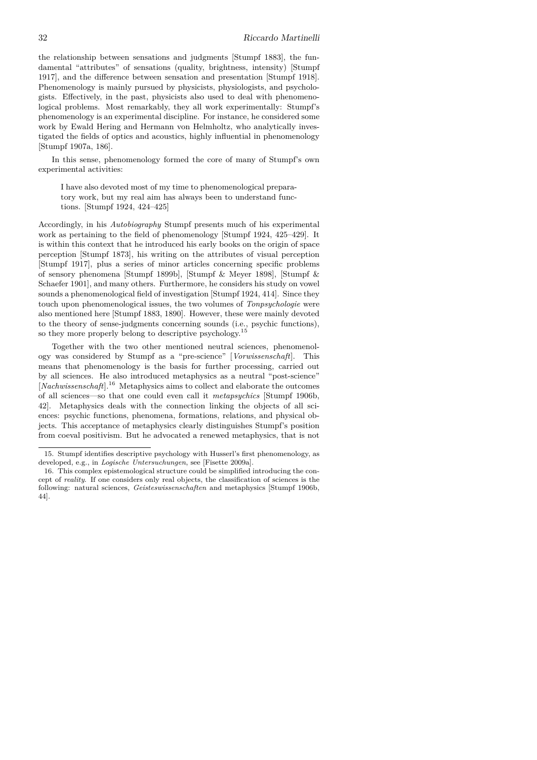the relationship between sensations and judgments [Stumpf 1883], the fundamental "attributes" of sensations (quality, brightness, intensity) [Stumpf 1917], and the difference between sensation and presentation [Stumpf 1918]. Phenomenology is mainly pursued by physicists, physiologists, and psychologists. Effectively, in the past, physicists also used to deal with phenomenological problems. Most remarkably, they all work experimentally: Stumpf's phenomenology is an experimental discipline. For instance, he considered some work by Ewald Hering and Hermann von Helmholtz, who analytically investigated the fields of optics and acoustics, highly influential in phenomenology [Stumpf 1907a, 186].

In this sense, phenomenology formed the core of many of Stumpf's own experimental activities:

> I have also devoted most of my time to phenomenological preparatory work, but my real aim has always been to understand functions. [Stumpf 1924, 424–425]

Accordingly, in his *Autobiography* Stumpf presents much of his experimental work as pertaining to the field of phenomenology [Stumpf 1924, 425–429]. It is within this context that he introduced his early books on the origin of space perception [Stumpf 1873], his writing on the attributes of visual perception [Stumpf 1917], plus a series of minor articles concerning specific problems of sensory phenomena [Stumpf 1899b], [Stumpf & Meyer 1898], [Stumpf & Schaefer 1901], and many others. Furthermore, he considers his study on vowel sounds a phenomenological field of investigation [Stumpf 1924, 414]. Since they touch upon phenomenological issues, the two volumes of *Tonpsychologie* were also mentioned here [Stumpf 1883, 1890]. However, these were mainly devoted to the theory of sense-judgments concerning sounds (i.e., psychic functions), so they more properly belong to descriptive psychology.[15]

Together with the two other mentioned neutral sciences, phenomenology was considered by Stumpf as a "pre-science" [*Vorwissenschaft*]. This means that phenomenology is the basis for further processing, carried out by all sciences. He also introduced metaphysics as a neutral "post-science" [*Nachwissenschaft*].[16] Metaphysics aims to collect and elaborate the outcomes of all sciences—so that one could even call it *metapsychics* [Stumpf 1906b, 42]. Metaphysics deals with the connection linking the objects of all sciences: psychic functions, phenomena, formations, relations, and physical objects. This acceptance of metaphysics clearly distinguishes Stumpf's position from coeval positivism. But he advocated a renewed metaphysics, that is not

---

15. Stumpf identifies descriptive psychology with Husserl's first phenomenology, as developed, e.g., in *Logische Untersuchungen*, see [Fisette 2009a].

16. This complex epistemological structure could be simplified introducing the concept of *reality*. If one considers only real objects, the classification of sciences is the following: natural sciences, *Geisteswissenschaften* and metaphysics [Stumpf 1906b, 44].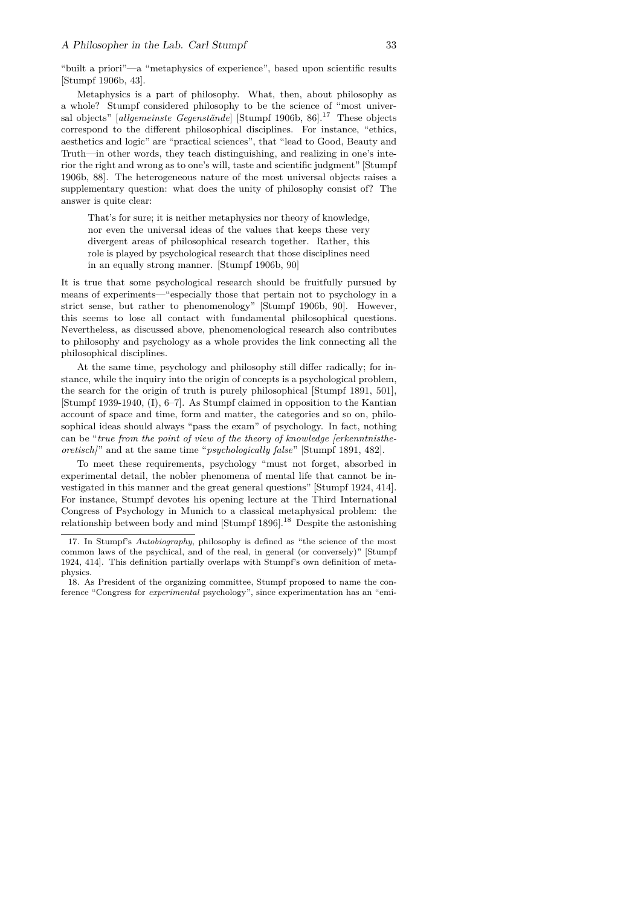"built a priori"—a "metaphysics of experience", based upon scientific results [Stumpf 1906b, 43].

Metaphysics is a part of philosophy. What, then, about philosophy as a whole? Stumpf considered philosophy to be the science of "most universal objects" [*allgemeinste Gegenstände*] [Stumpf 1906b, 86].[17] These objects correspond to the different philosophical disciplines. For instance, "ethics, aesthetics and logic" are "practical sciences", that "lead to Good, Beauty and Truth—in other words, they teach distinguishing, and realizing in one's interior the right and wrong as to one's will, taste and scientific judgment" [Stumpf 1906b, 88]. The heterogeneous nature of the most universal objects raises a supplementary question: what does the unity of philosophy consist of? The answer is quite clear:

> That's for sure; it is neither metaphysics nor theory of knowledge, nor even the universal ideas of the values that keeps these very divergent areas of philosophical research together. Rather, this role is played by psychological research that those disciplines need in an equally strong manner. [Stumpf 1906b, 90]

It is true that some psychological research should be fruitfully pursued by means of experiments—"especially those that pertain not to psychology in a strict sense, but rather to phenomenology" [Stumpf 1906b, 90]. However, this seems to lose all contact with fundamental philosophical questions. Nevertheless, as discussed above, phenomenological research also contributes to philosophy and psychology as a whole provides the link connecting all the philosophical disciplines.

At the same time, psychology and philosophy still differ radically; for instance, while the inquiry into the origin of concepts is a psychological problem, the search for the origin of truth is purely philosophical [Stumpf 1891, 501], [Stumpf 1939-1940, (I), 6–7]. As Stumpf claimed in opposition to the Kantian account of space and time, form and matter, the categories and so on, philosophical ideas should always "pass the exam" of psychology. In fact, nothing can be "*true from the point of view of the theory of knowledge [erkenntnistheoretisch]*" and at the same time "*psychologically false*" [Stumpf 1891, 482].

To meet these requirements, psychology "must not forget, absorbed in experimental detail, the nobler phenomena of mental life that cannot be investigated in this manner and the great general questions" [Stumpf 1924, 414]. For instance, Stumpf devotes his opening lecture at the Third International Congress of Psychology in Munich to a classical metaphysical problem: the relationship between body and mind [Stumpf 1896].[18] Despite the astonishing

17. In Stumpf's *Autobiography*, philosophy is defined as "the science of the most common laws of the psychical, and of the real, in general (or conversely)" [Stumpf 1924, 414]. This definition partially overlaps with Stumpf's own definition of metaphysics.

18. As President of the organizing committee, Stumpf proposed to name the conference "Congress for *experimental* psychology", since experimentation has an "emi-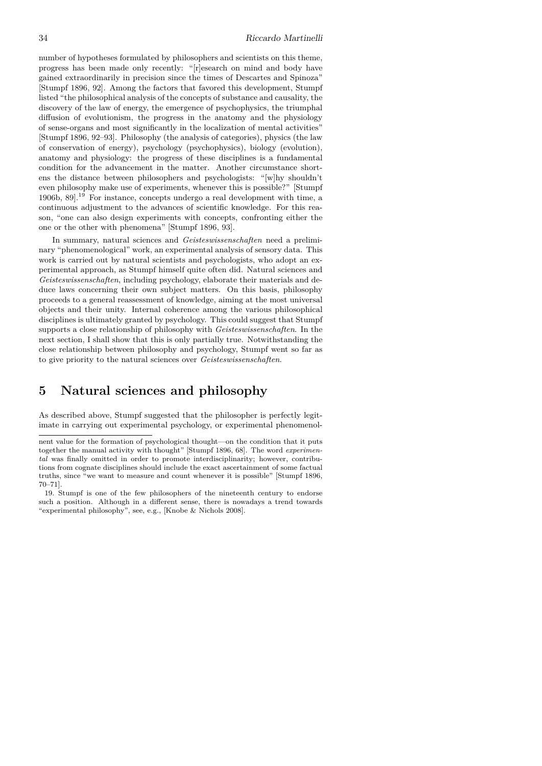number of hypotheses formulated by philosophers and scientists on this theme, progress has been made only recently: "[r]esearch on mind and body have gained extraordinarily in precision since the times of Descartes and Spinoza" [Stumpf 1896, 92]. Among the factors that favored this development, Stumpf listed "the philosophical analysis of the concepts of substance and causality, the discovery of the law of energy, the emergence of psychophysics, the triumphal diffusion of evolutionism, the progress in the anatomy and the physiology of sense-organs and most significantly in the localization of mental activities" [Stumpf 1896, 92–93]. Philosophy (the analysis of categories), physics (the law of conservation of energy), psychology (psychophysics), biology (evolution), anatomy and physiology: the progress of these disciplines is a fundamental condition for the advancement in the matter. Another circumstance shortens the distance between philosophers and psychologists: "[w]hy shouldn't even philosophy make use of experiments, whenever this is possible?" [Stumpf 1906b, 89].[19] For instance, concepts undergo a real development with time, a continuous adjustment to the advances of scientific knowledge. For this reason, "one can also design experiments with concepts, confronting either the one or the other with phenomena" [Stumpf 1896, 93].

In summary, natural sciences and *Geisteswissenschaften* need a preliminary "phenomenological" work, an experimental analysis of sensory data. This work is carried out by natural scientists and psychologists, who adopt an experimental approach, as Stumpf himself quite often did. Natural sciences and *Geisteswissenschaften*, including psychology, elaborate their materials and deduce laws concerning their own subject matters. On this basis, philosophy proceeds to a general reassessment of knowledge, aiming at the most universal objects and their unity. Internal coherence among the various philosophical disciplines is ultimately granted by psychology. This could suggest that Stumpf supports a close relationship of philosophy with *Geisteswissenschaften*. In the next section, I shall show that this is only partially true. Notwithstanding the close relationship between philosophy and psychology, Stumpf went so far as to give priority to the natural sciences over *Geisteswissenschaften*.

## 5 Natural sciences and philosophy

As described above, Stumpf suggested that the philosopher is perfectly legitimate in carrying out experimental psychology, or experimental phenomenol-

---

nent value for the formation of psychological thought—on the condition that it puts together the manual activity with thought" [Stumpf 1896, 68]. The word *experimental* was finally omitted in order to promote interdisciplinarity; however, contributions from cognate disciplines should include the exact ascertainment of some factual truths, since "we want to measure and count whenever it is possible" [Stumpf 1896, 70–71].

19. Stumpf is one of the few philosophers of the nineteenth century to endorse such a position. Although in a different sense, there is nowadays a trend towards "experimental philosophy", see, e.g., [Knobe & Nichols 2008].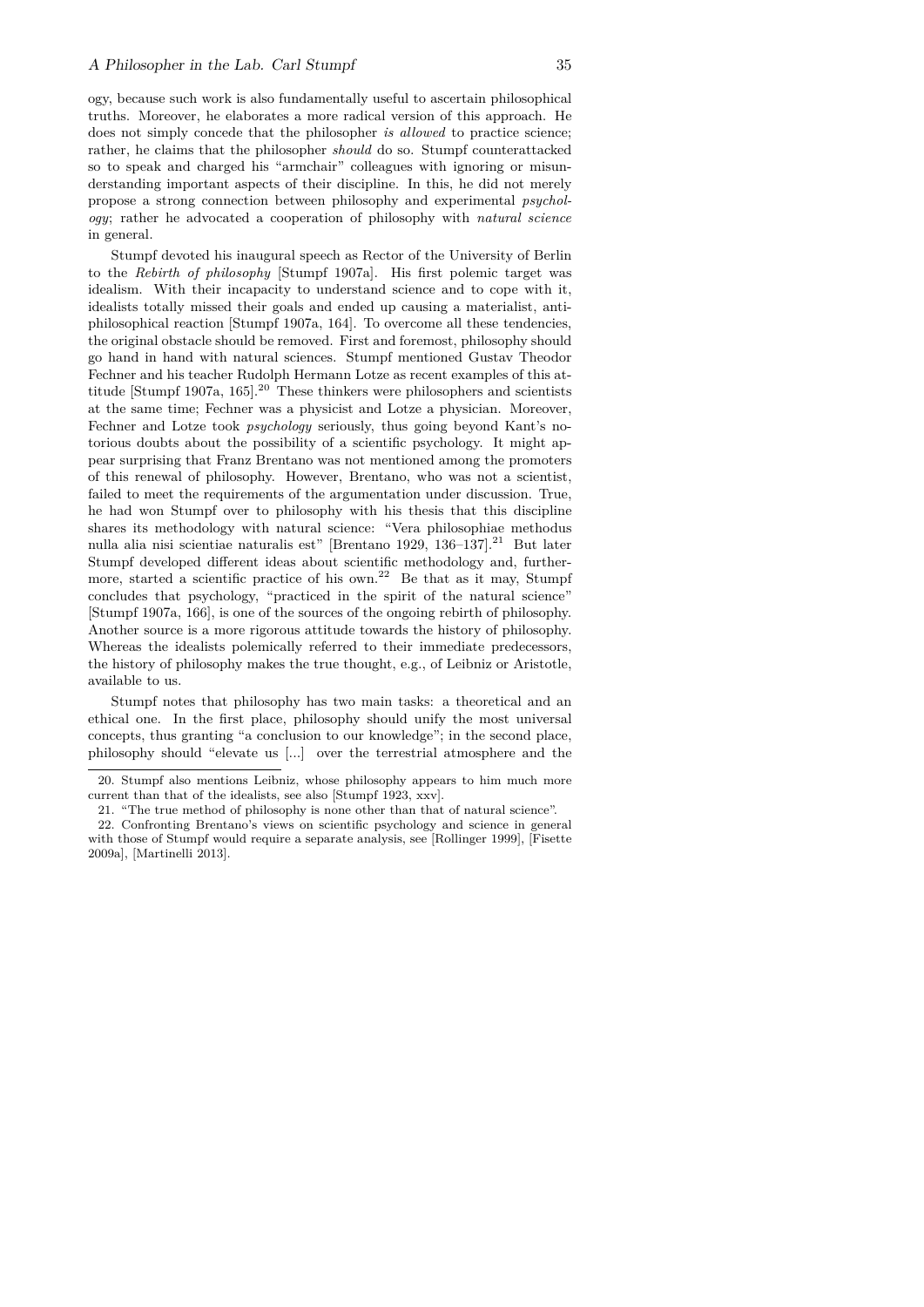ogy, because such work is also fundamentally useful to ascertain philosophical truths. Moreover, he elaborates a more radical version of this approach. He does not simply concede that the philosopher *is allowed* to practice science; rather, he claims that the philosopher *should* do so. Stumpf counterattacked so to speak and charged his "armchair" colleagues with ignoring or misunderstanding important aspects of their discipline. In this, he did not merely propose a strong connection between philosophy and experimental *psychology*; rather he advocated a cooperation of philosophy with *natural science* in general.

Stumpf devoted his inaugural speech as Rector of the University of Berlin to the *Rebirth of philosophy* [Stumpf 1907a]. His first polemic target was idealism. With their incapacity to understand science and to cope with it, idealists totally missed their goals and ended up causing a materialist, anti-philosophical reaction [Stumpf 1907a, 164]. To overcome all these tendencies, the original obstacle should be removed. First and foremost, philosophy should go hand in hand with natural sciences. Stumpf mentioned Gustav Theodor Fechner and his teacher Rudolph Hermann Lotze as recent examples of this attitude [Stumpf 1907a, 165].[20] These thinkers were philosophers and scientists at the same time; Fechner was a physicist and Lotze a physician. Moreover, Fechner and Lotze took *psychology* seriously, thus going beyond Kant's notorious doubts about the possibility of a scientific psychology. It might appear surprising that Franz Brentano was not mentioned among the promoters of this renewal of philosophy. However, Brentano, who was not a scientist, failed to meet the requirements of the argumentation under discussion. True, he had won Stumpf over to philosophy with his thesis that this discipline shares its methodology with natural science: "Vera philosophiae methodus nulla alia nisi scientiae naturalis est" [Brentano 1929, 136–137].[21] But later Stumpf developed different ideas about scientific methodology and, furthermore, started a scientific practice of his own.[22] Be that as it may, Stumpf concludes that psychology, "practiced in the spirit of the natural science" [Stumpf 1907a, 166], is one of the sources of the ongoing rebirth of philosophy. Another source is a more rigorous attitude towards the history of philosophy. Whereas the idealists polemically referred to their immediate predecessors, the history of philosophy makes the true thought, e.g., of Leibniz or Aristotle, available to us.

Stumpf notes that philosophy has two main tasks: a theoretical and an ethical one. In the first place, philosophy should unify the most universal concepts, thus granting "a conclusion to our knowledge"; in the second place, philosophy should "elevate us [...] over the terrestrial atmosphere and the

---

20. Stumpf also mentions Leibniz, whose philosophy appears to him much more current than that of the idealists, see also [Stumpf 1923, xxv].

21. "The true method of philosophy is none other than that of natural science".

22. Confronting Brentano's views on scientific psychology and science in general with those of Stumpf would require a separate analysis, see [Rollinger 1999], [Fisette 2009a], [Martinelli 2013].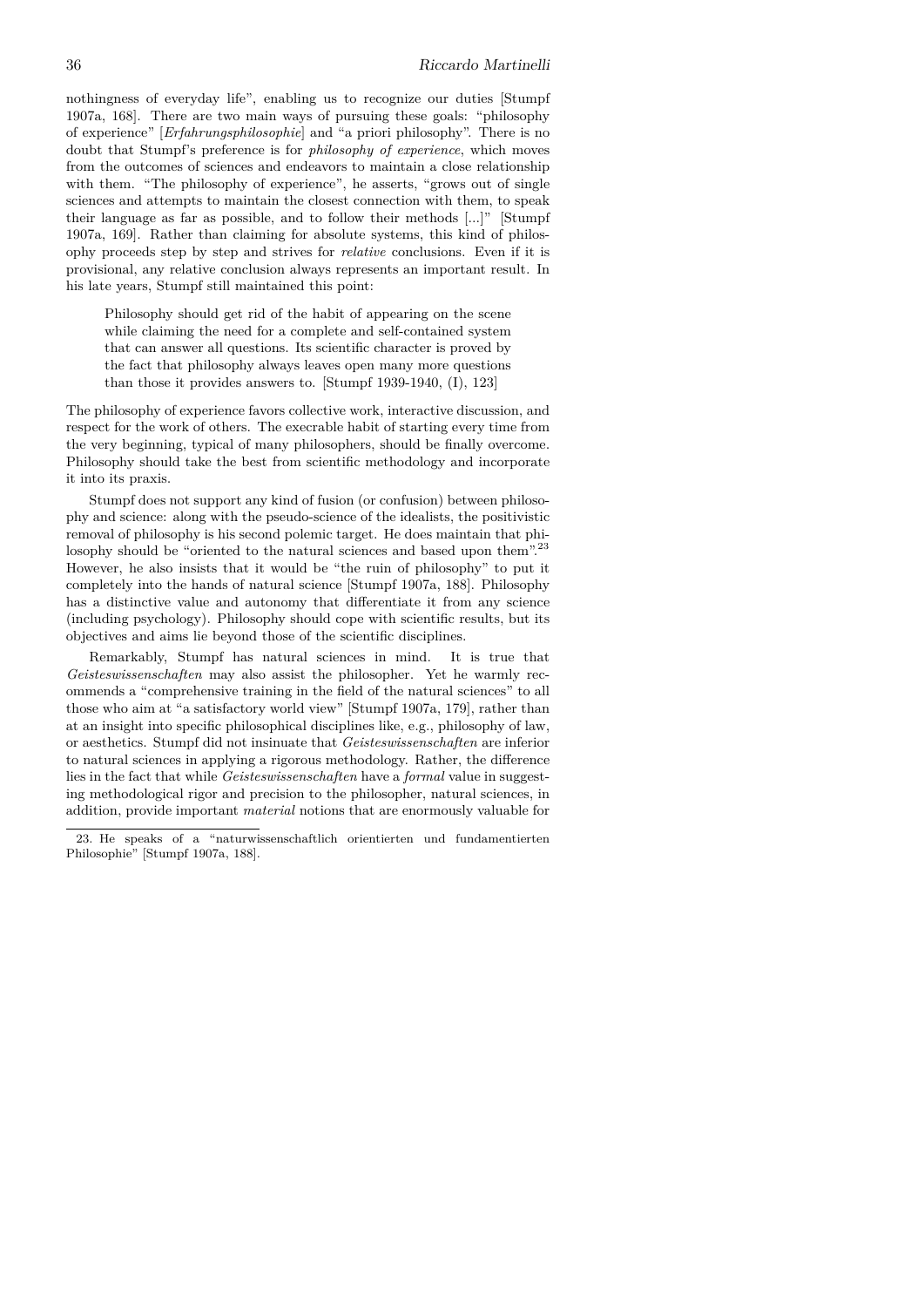nothingness of everyday life", enabling us to recognize our duties [Stumpf 1907a, 168]. There are two main ways of pursuing these goals: "philosophy of experience" [*Erfahrungsphilosophie*] and "a priori philosophy". There is no doubt that Stumpf's preference is for *philosophy of experience*, which moves from the outcomes of sciences and endeavors to maintain a close relationship with them. "The philosophy of experience", he asserts, "grows out of single sciences and attempts to maintain the closest connection with them, to speak their language as far as possible, and to follow their methods [...]" [Stumpf 1907a, 169]. Rather than claiming for absolute systems, this kind of philosophy proceeds step by step and strives for *relative* conclusions. Even if it is provisional, any relative conclusion always represents an important result. In his late years, Stumpf still maintained this point:

> Philosophy should get rid of the habit of appearing on the scene while claiming the need for a complete and self-contained system that can answer all questions. Its scientific character is proved by the fact that philosophy always leaves open many more questions than those it provides answers to. [Stumpf 1939-1940, (I), 123]

The philosophy of experience favors collective work, interactive discussion, and respect for the work of others. The execrable habit of starting every time from the very beginning, typical of many philosophers, should be finally overcome. Philosophy should take the best from scientific methodology and incorporate it into its praxis.

Stumpf does not support any kind of fusion (or confusion) between philosophy and science: along with the pseudo-science of the idealists, the positivistic removal of philosophy is his second polemic target. He does maintain that philosophy should be "oriented to the natural sciences and based upon them".[23] However, he also insists that it would be "the ruin of philosophy" to put it completely into the hands of natural science [Stumpf 1907a, 188]. Philosophy has a distinctive value and autonomy that differentiate it from any science (including psychology). Philosophy should cope with scientific results, but its objectives and aims lie beyond those of the scientific disciplines.

Remarkably, Stumpf has natural sciences in mind. It is true that *Geisteswissenschaften* may also assist the philosopher. Yet he warmly recommends a "comprehensive training in the field of the natural sciences" to all those who aim at "a satisfactory world view" [Stumpf 1907a, 179], rather than at an insight into specific philosophical disciplines like, e.g., philosophy of law, or aesthetics. Stumpf did not insinuate that *Geisteswissenschaften* are inferior to natural sciences in applying a rigorous methodology. Rather, the difference lies in the fact that while *Geisteswissenschaften* have a *formal* value in suggesting methodological rigor and precision to the philosopher, natural sciences, in addition, provide important *material* notions that are enormously valuable for

---

23. He speaks of a "naturwissenschaftlich orientierten und fundamentierten Philosophie" [Stumpf 1907a, 188].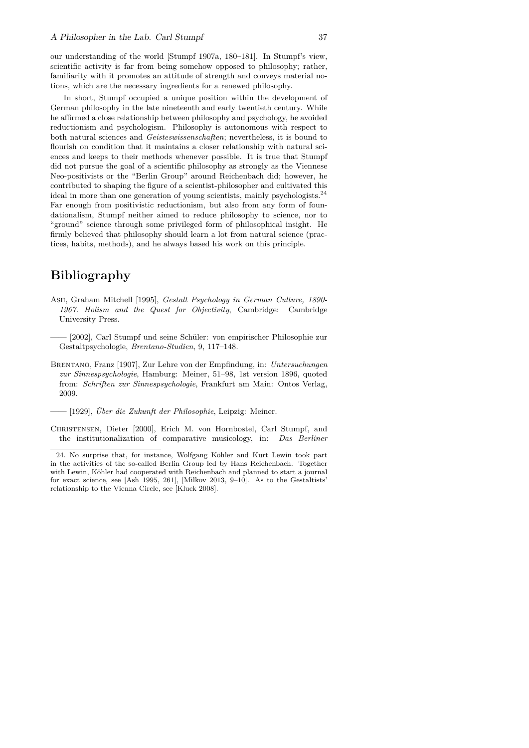our understanding of the world [Stumpf 1907a, 180–181]. In Stumpf's view, scientific activity is far from being somehow opposed to philosophy; rather, familiarity with it promotes an attitude of strength and conveys material notions, which are the necessary ingredients for a renewed philosophy.

In short, Stumpf occupied a unique position within the development of German philosophy in the late nineteenth and early twentieth century. While he affirmed a close relationship between philosophy and psychology, he avoided reductionism and psychologism. Philosophy is autonomous with respect to both natural sciences and *Geisteswissenschaften*; nevertheless, it is bound to flourish on condition that it maintains a closer relationship with natural sciences and keeps to their methods whenever possible. It is true that Stumpf did not pursue the goal of a scientific philosophy as strongly as the Viennese Neo-positivists or the "Berlin Group" around Reichenbach did; however, he contributed to shaping the figure of a scientist-philosopher and cultivated this ideal in more than one generation of young scientists, mainly psychologists.[24] Far enough from positivistic reductionism, but also from any form of foundationalism, Stumpf neither aimed to reduce philosophy to science, nor to "ground" science through some privileged form of philosophical insight. He firmly believed that philosophy should learn a lot from natural science (practices, habits, methods), and he always based his work on this principle.

# Bibliography

Ash, Graham Mitchell [1995], *Gestalt Psychology in German Culture, 1890-1967. Holism and the Quest for Objectivity*, Cambridge: Cambridge University Press.

—— [2002], Carl Stumpf und seine Schüler: von empirischer Philosophie zur Gestaltpsychologie, *Brentano-Studien*, 9, 117–148.

Brentano, Franz [1907], Zur Lehre von der Empfindung, in: *Untersuchungen zur Sinnespsychologie*, Hamburg: Meiner, 51–98, 1st version 1896, quoted from: *Schriften zur Sinnespsychologie*, Frankfurt am Main: Ontos Verlag, 2009.

—— [1929], *Über die Zukunft der Philosophie*, Leipzig: Meiner.

Christensen, Dieter [2000], Erich M. von Hornbostel, Carl Stumpf, and the institutionalization of comparative musicology, in: *Das Berliner*

24. No surprise that, for instance, Wolfgang Köhler and Kurt Lewin took part in the activities of the so-called Berlin Group led by Hans Reichenbach. Together with Lewin, Köhler had cooperated with Reichenbach and planned to start a journal for exact science, see [Ash 1995, 261], [Milkov 2013, 9–10]. As to the Gestaltists' relationship to the Vienna Circle, see [Kluck 2008].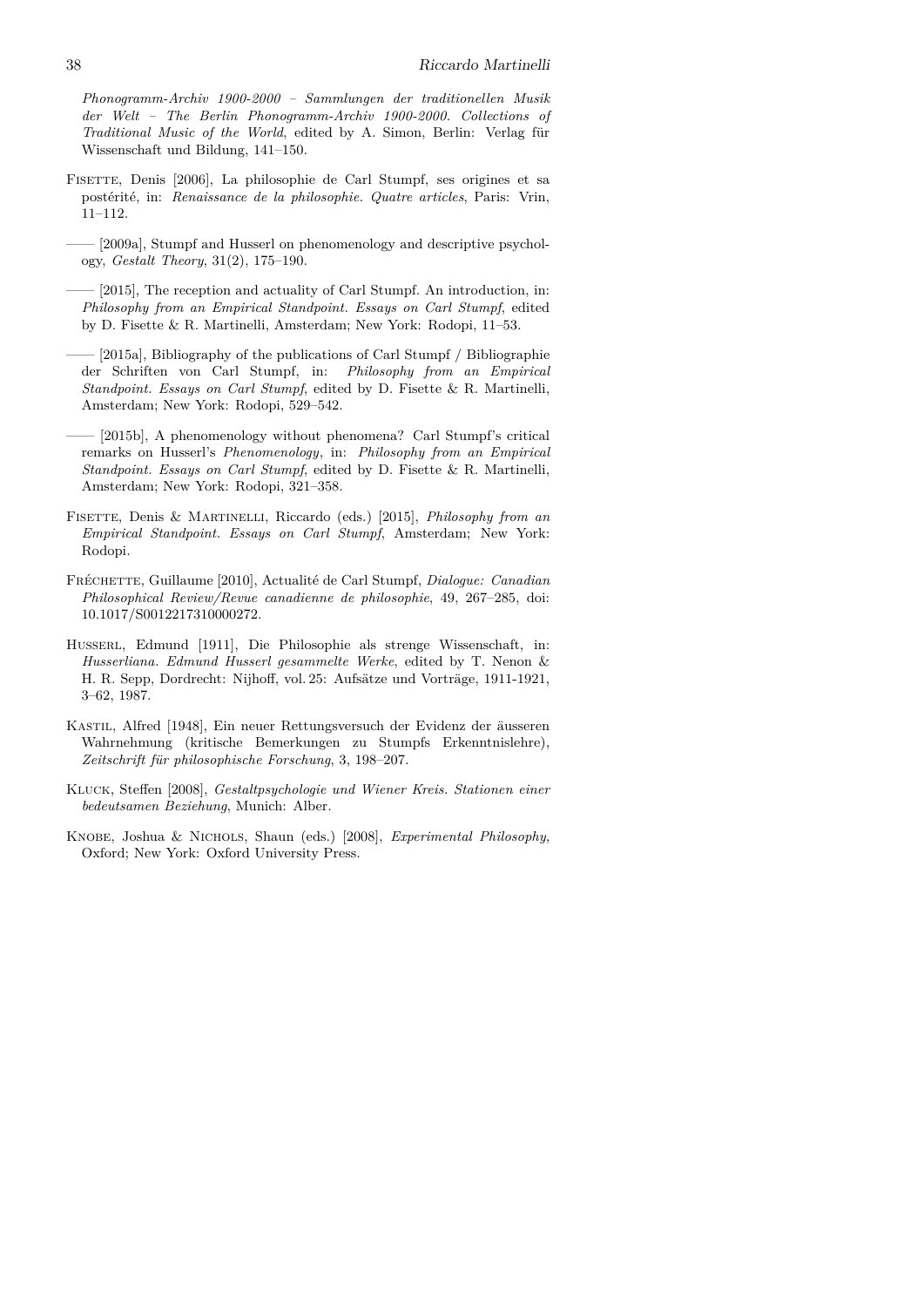*Phonogramm-Archiv 1900-2000 – Sammlungen der traditionellen Musik der Welt – The Berlin Phonogramm-Archiv 1900-2000. Collections of Traditional Music of the World*, edited by A. Simon, Berlin: Verlag für Wissenschaft und Bildung, 141–150.

Fisette, Denis [2006], La philosophie de Carl Stumpf, ses origines et sa postérité, in: *Renaissance de la philosophie. Quatre articles*, Paris: Vrin, 11–112.

—— [2009a], Stumpf and Husserl on phenomenology and descriptive psychology, *Gestalt Theory*, 31(2), 175–190.

—— [2015], The reception and actuality of Carl Stumpf. An introduction, in: *Philosophy from an Empirical Standpoint. Essays on Carl Stumpf*, edited by D. Fisette & R. Martinelli, Amsterdam; New York: Rodopi, 11–53.

—— [2015a], Bibliography of the publications of Carl Stumpf / Bibliographie der Schriften von Carl Stumpf, in: *Philosophy from an Empirical Standpoint. Essays on Carl Stumpf*, edited by D. Fisette & R. Martinelli, Amsterdam; New York: Rodopi, 529–542.

—— [2015b], A phenomenology without phenomena? Carl Stumpf's critical remarks on Husserl's *Phenomenology*, in: *Philosophy from an Empirical Standpoint. Essays on Carl Stumpf*, edited by D. Fisette & R. Martinelli, Amsterdam; New York: Rodopi, 321–358.

Fisette, Denis & Martinelli, Riccardo (eds.) [2015], *Philosophy from an Empirical Standpoint. Essays on Carl Stumpf*, Amsterdam; New York: Rodopi.

Fréchette, Guillaume [2010], Actualité de Carl Stumpf, *Dialogue: Canadian Philosophical Review/Revue canadienne de philosophie*, 49, 267–285, doi: 10.1017/S0012217310000272.

Husserl, Edmund [1911], Die Philosophie als strenge Wissenschaft, in: *Husserliana. Edmund Husserl gesammelte Werke*, edited by T. Nenon & H. R. Sepp, Dordrecht: Nijhoff, vol. 25: Aufsätze und Vorträge, 1911-1921, 3–62, 1987.

Kastil, Alfred [1948], Ein neuer Rettungsversuch der Evidenz der äusseren Wahrnehmung (kritische Bemerkungen zu Stumpfs Erkenntnislehre), *Zeitschrift für philosophische Forschung*, 3, 198–207.

Kluck, Steffen [2008], *Gestaltpsychologie und Wiener Kreis. Stationen einer bedeutsamen Beziehung*, Munich: Alber.

Knobe, Joshua & Nichols, Shaun (eds.) [2008], *Experimental Philosophy*, Oxford; New York: Oxford University Press.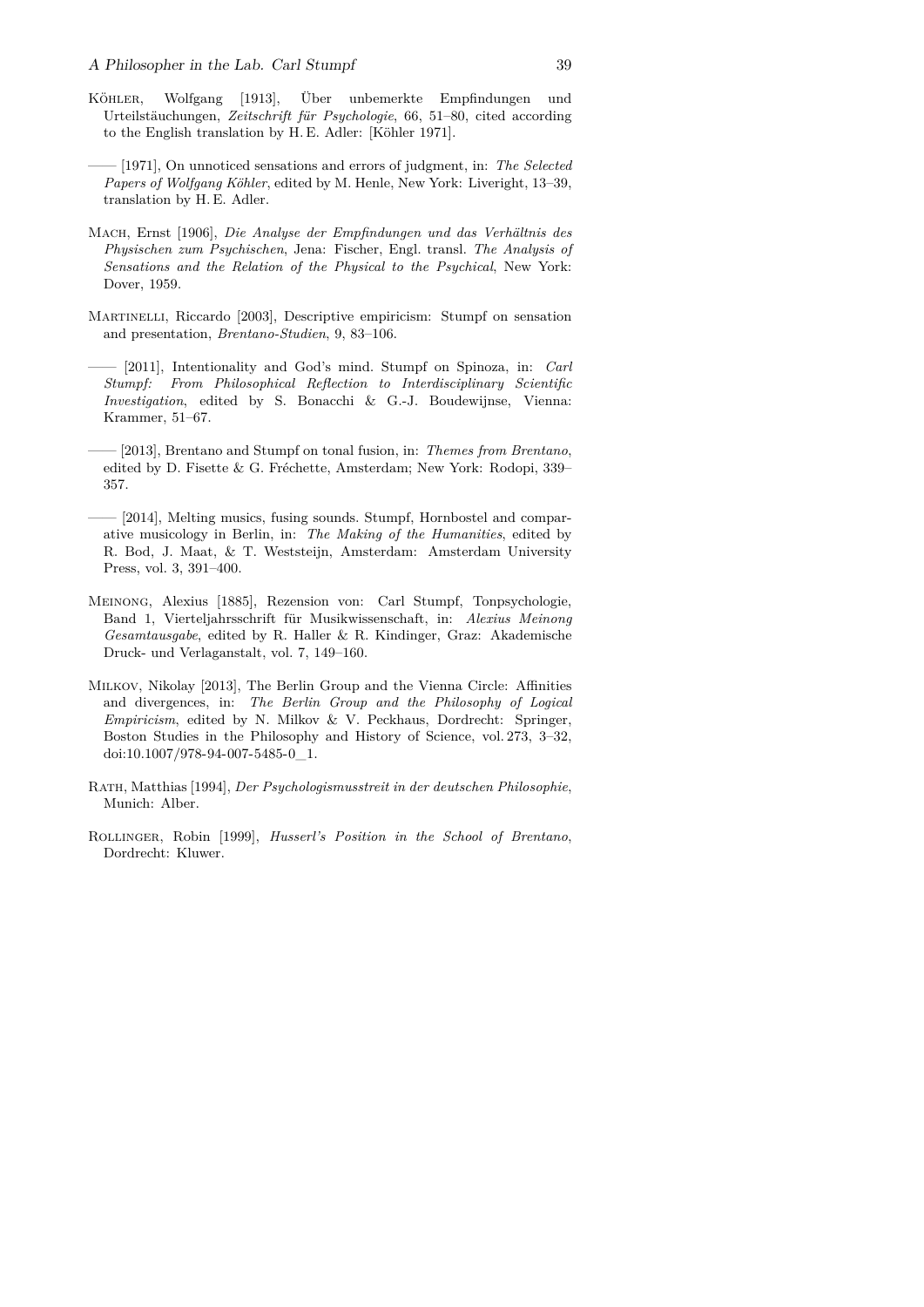Köhler, Wolfgang [1913], Über unbemerkte Empfindungen und Urteilstäuschungen, *Zeitschrift für Psychologie*, 66, 51–80, cited according to the English translation by H. E. Adler: [Köhler 1971].

—— [1971], On unnoticed sensations and errors of judgment, in: *The Selected Papers of Wolfgang Köhler*, edited by M. Henle, New York: Liveright, 13–39, translation by H. E. Adler.

Mach, Ernst [1906], *Die Analyse der Empfindungen und das Verhältnis des Physischen zum Psychischen*, Jena: Fischer, Engl. transl. *The Analysis of Sensations and the Relation of the Physical to the Psychical*, New York: Dover, 1959.

Martinelli, Riccardo [2003], Descriptive empiricism: Stumpf on sensation and presentation, *Brentano-Studien*, 9, 83–106.

—— [2011], Intentionality and God's mind. Stumpf on Spinoza, in: *Carl Stumpf: From Philosophical Reflection to Interdisciplinary Scientific Investigation*, edited by S. Bonacchi & G.-J. Boudewijnse, Vienna: Krammer, 51–67.

—— [2013], Brentano and Stumpf on tonal fusion, in: *Themes from Brentano*, edited by D. Fisette & G. Fréchette, Amsterdam; New York: Rodopi, 339–357.

—— [2014], Melting musics, fusing sounds. Stumpf, Hornbostel and comparative musicology in Berlin, in: *The Making of the Humanities*, edited by R. Bod, J. Maat, & T. Weststeijn, Amsterdam: Amsterdam University Press, vol. 3, 391–400.

Meinong, Alexius [1885], Rezension von: Carl Stumpf, Tonpsychologie, Band 1, Vierteljahrsschrift für Musikwissenschaft, in: *Alexius Meinong Gesamtausgabe*, edited by R. Haller & R. Kindinger, Graz: Akademische Druck- und Verlaganstalt, vol. 7, 149–160.

Milkov, Nikolay [2013], The Berlin Group and the Vienna Circle: Affinities and divergences, in: *The Berlin Group and the Philosophy of Logical Empiricism*, edited by N. Milkov & V. Peckhaus, Dordrecht: Springer, Boston Studies in the Philosophy and History of Science, vol. 273, 3–32, doi:10.1007/978-94-007-5485-0_1.

Rath, Matthias [1994], *Der Psychologismusstreit in der deutschen Philosophie*, Munich: Alber.

Rollinger, Robin [1999], *Husserl's Position in the School of Brentano*, Dordrecht: Kluwer.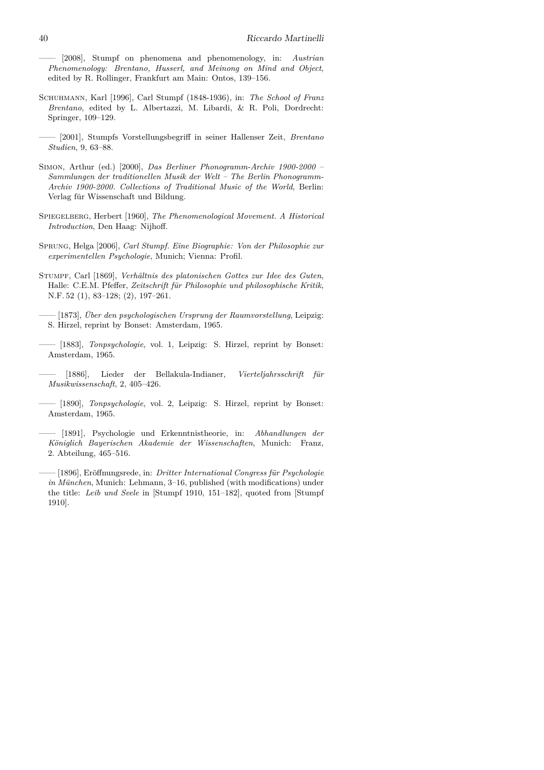—— [2008], Stumpf on phenomena and phenomenology, in: *Austrian Phenomenology: Brentano, Husserl, and Meinong on Mind and Object*, edited by R. Rollinger, Frankfurt am Main: Ontos, 139–156.

Schuhmann, Karl [1996], Carl Stumpf (1848-1936), in: *The School of Franz Brentano*, edited by L. Albertazzi, M. Libardi, & R. Poli, Dordrecht: Springer, 109–129.

—— [2001], Stumpfs Vorstellungsbegriff in seiner Hallenser Zeit, *Brentano Studien*, 9, 63–88.

Simon, Arthur (ed.) [2000], *Das Berliner Phonogramm-Archiv 1900-2000 – Sammlungen der traditionellen Musik der Welt – The Berlin Phonogramm-Archiv 1900-2000. Collections of Traditional Music of the World*, Berlin: Verlag für Wissenschaft und Bildung.

Spiegelberg, Herbert [1960], *The Phenomenological Movement. A Historical Introduction*, Den Haag: Nijhoff.

Sprung, Helga [2006], *Carl Stumpf. Eine Biographie: Von der Philosophie zur experimentellen Psychologie*, Munich; Vienna: Profil.

Stumpf, Carl [1869], *Verhältnis des platonischen Gottes zur Idee des Guten*, Halle: C.E.M. Pfeffer, *Zeitschrift für Philosophie und philosophische Kritik*, N.F. 52 (1), 83–128; (2), 197–261.

—— [1873], *Über den psychologischen Ursprung der Raumvorstellung*, Leipzig: S. Hirzel, reprint by Bonset: Amsterdam, 1965.

—— [1883], *Tonpsychologie*, vol. 1, Leipzig: S. Hirzel, reprint by Bonset: Amsterdam, 1965.

—— [1886], Lieder der Bellakula-Indianer, *Vierteljahrsschrift für Musikwissenschaft*, 2, 405–426.

—— [1890], *Tonpsychologie*, vol. 2, Leipzig: S. Hirzel, reprint by Bonset: Amsterdam, 1965.

—— [1891], Psychologie und Erkenntnistheorie, in: *Abhandlungen der Königlich Bayerischen Akademie der Wissenschaften*, Munich: Franz, 2. Abteilung, 465–516.

—— [1896], Eröffnungsrede, in: *Dritter International Congress für Psychologie in München*, Munich: Lehmann, 3–16, published (with modifications) under the title: *Leib und Seele* in [Stumpf 1910, 151–182], quoted from [Stumpf 1910].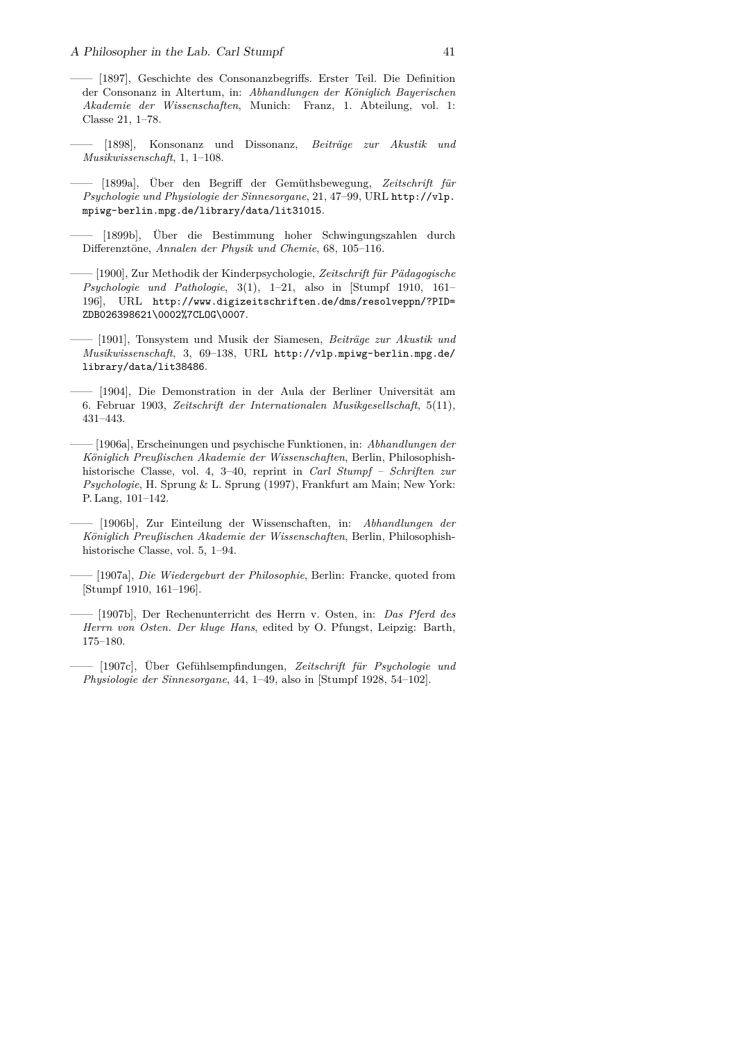—— [1897], Geschichte des Consonanzbegriffs. Erster Teil. Die Definition der Consonanz in Altertum, in: *Abhandlungen der Königlich Bayerischen Akademie der Wissenschaften*, Munich: Franz, 1. Abteilung, vol. 1: Classe 21, 1–78.

—— [1898], Konsonanz und Dissonanz, *Beiträge zur Akustik und Musikwissenschaft*, 1, 1–108.

—— [1899a], Über den Begriff der Gemüthsbewegung, *Zeitschrift für Psychologie und Physiologie der Sinnesorgane*, 21, 47–99, URL http://vlp.mpiwg-berlin.mpg.de/library/data/lit31015.

—— [1899b], Über die Bestimmung hoher Schwingungszahlen durch Differenztöne, *Annalen der Physik und Chemie*, 68, 105–116.

—— [1900], Zur Methodik der Kinderpsychologie, *Zeitschrift für Pädagogische Psychologie und Pathologie*, 3(1), 1–21, also in [Stumpf 1910, 161–196], URL http://www.digizeitschriften.de/dms/resolveppn/?PID=ZDB026398621\0002%7CLOG\0007.

—— [1901], Tonsystem und Musik der Siamesen, *Beiträge zur Akustik und Musikwissenschaft*, 3, 69–138, URL http://vlp.mpiwg-berlin.mpg.de/library/data/lit38486.

—— [1904], Die Demonstration in der Aula der Berliner Universität am 6. Februar 1903, *Zeitschrift der Internationalen Musikgesellschaft*, 5(11), 431–443.

—— [1906a], Erscheinungen und psychische Funktionen, in: *Abhandlungen der Königlich Preußischen Akademie der Wissenschaften*, Berlin, Philosophish-historische Classe, vol. 4, 3–40, reprint in *Carl Stumpf – Schriften zur Psychologie*, H. Sprung & L. Sprung (1997), Frankfurt am Main; New York: P. Lang, 101–142.

—— [1906b], Zur Einteilung der Wissenschaften, in: *Abhandlungen der Königlich Preußischen Akademie der Wissenschaften*, Berlin, Philosophish-historische Classe, vol. 5, 1–94.

—— [1907a], *Die Wiedergeburt der Philosophie*, Berlin: Francke, quoted from [Stumpf 1910, 161–196].

—— [1907b], Der Rechenunterricht des Herrn v. Osten, in: *Das Pferd des Herrn von Osten. Der kluge Hans*, edited by O. Pfungst, Leipzig: Barth, 175–180.

—— [1907c], Über Gefühlsempfindungen, *Zeitschrift für Psychologie und Physiologie der Sinnesorgane*, 44, 1–49, also in [Stumpf 1928, 54–102].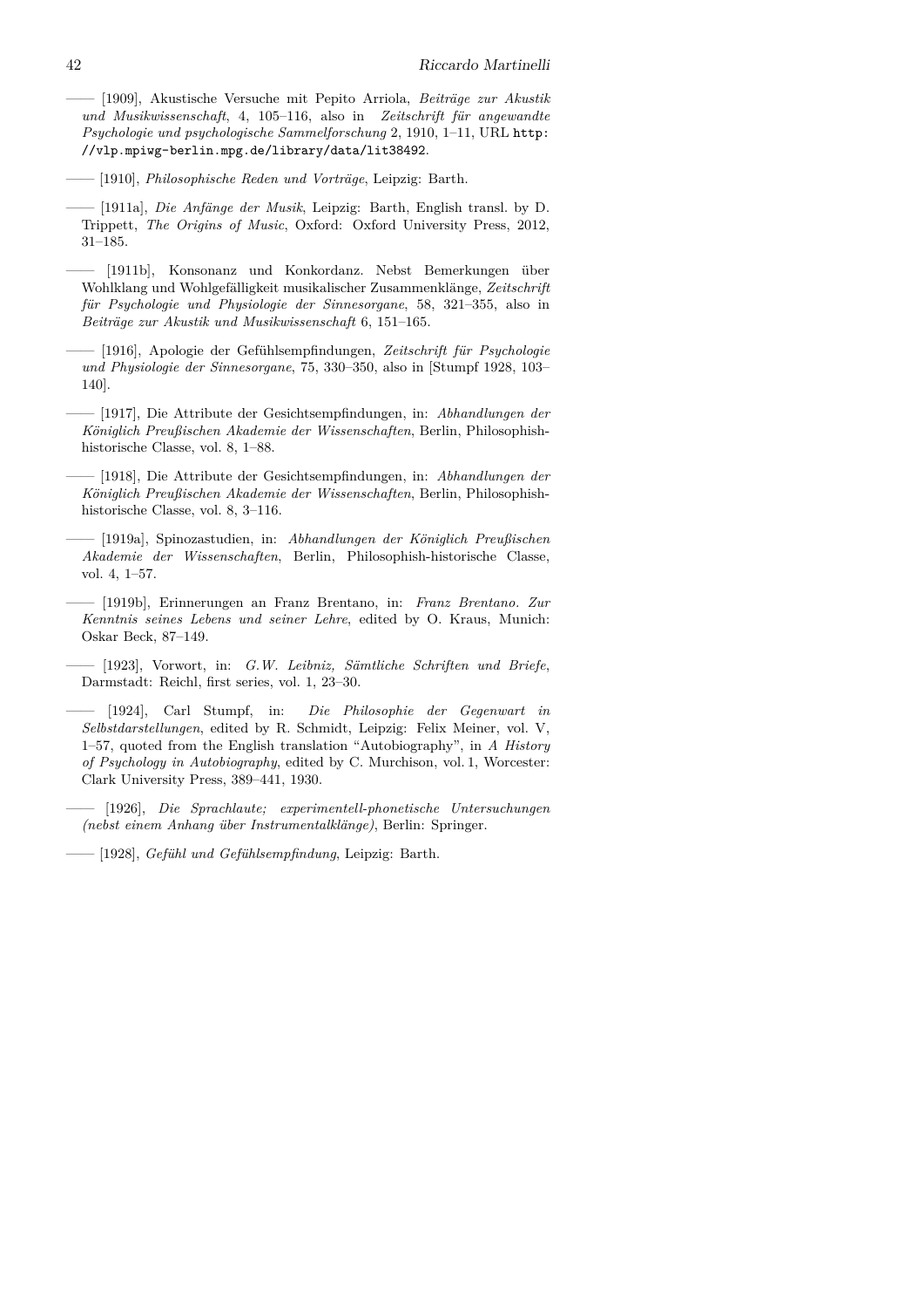—— [1909], Akustische Versuche mit Pepito Arriola, *Beiträge zur Akustik und Musikwissenschaft*, 4, 105–116, also in *Zeitschrift für angewandte Psychologie und psychologische Sammelforschung* 2, 1910, 1–11, URL http://vlp.mpiwg-berlin.mpg.de/library/data/lit38492.

—— [1910], *Philosophische Reden und Vorträge*, Leipzig: Barth.

—— [1911a], *Die Anfänge der Musik*, Leipzig: Barth, English transl. by D. Trippett, *The Origins of Music*, Oxford: Oxford University Press, 2012, 31–185.

—— [1911b], Konsonanz und Konkordanz. Nebst Bemerkungen über Wohlklang und Wohlgefälligkeit musikalischer Zusammenklänge, *Zeitschrift für Psychologie und Physiologie der Sinnesorgane*, 58, 321–355, also in *Beiträge zur Akustik und Musikwissenschaft* 6, 151–165.

—— [1916], Apologie der Gefühlsempfindungen, *Zeitschrift für Psychologie und Physiologie der Sinnesorgane*, 75, 330–350, also in [Stumpf 1928, 103–140].

—— [1917], Die Attribute der Gesichtsempfindungen, in: *Abhandlungen der Königlich Preußischen Akademie der Wissenschaften*, Berlin, Philosophish-historische Classe, vol. 8, 1–88.

—— [1918], Die Attribute der Gesichtsempfindungen, in: *Abhandlungen der Königlich Preußischen Akademie der Wissenschaften*, Berlin, Philosophish-historische Classe, vol. 8, 3–116.

—— [1919a], Spinozastudien, in: *Abhandlungen der Königlich Preußischen Akademie der Wissenschaften*, Berlin, Philosophish-historische Classe, vol. 4, 1–57.

—— [1919b], Erinnerungen an Franz Brentano, in: *Franz Brentano. Zur Kenntnis seines Lebens und seiner Lehre*, edited by O. Kraus, Munich: Oskar Beck, 87–149.

—— [1923], Vorwort, in: *G.W. Leibniz, Sämtliche Schriften und Briefe*, Darmstadt: Reichl, first series, vol. 1, 23–30.

—— [1924], Carl Stumpf, in: *Die Philosophie der Gegenwart in Selbstdarstellungen*, edited by R. Schmidt, Leipzig: Felix Meiner, vol. V, 1–57, quoted from the English translation "Autobiography", in *A History of Psychology in Autobiography*, edited by C. Murchison, vol. 1, Worcester: Clark University Press, 389–441, 1930.

—— [1926], *Die Sprachlaute; experimentell-phonetische Untersuchungen (nebst einem Anhang über Instrumentalklänge)*, Berlin: Springer.

—— [1928], *Gefühl und Gefühlsempfindung*, Leipzig: Barth.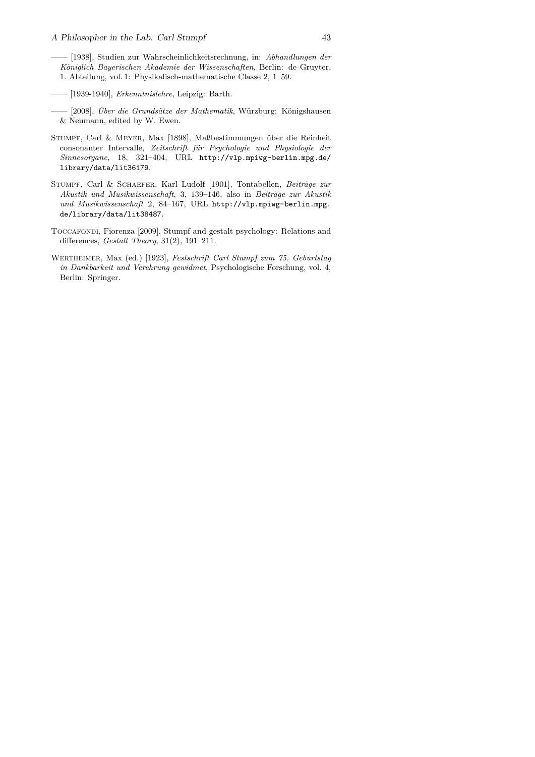—— [1938], Studien zur Wahrscheinlichkeitsrechnung, in: *Abhandlungen der Königlich Bayerischen Akademie der Wissenschaften*, Berlin: de Gruyter, 1. Abteilung, vol. 1: Physikalisch-mathematische Classe 2, 1–59.

—— [1939-1940], *Erkenntnislehre*, Leipzig: Barth.

—— [2008], *Über die Grundsätze der Mathematik*, Würzburg: Königshausen & Neumann, edited by W. Ewen.

Stumpf, Carl & Meyer, Max [1898], Maßbestimmungen über die Reinheit consonanter Intervalle, *Zeitschrift für Psychologie und Physiologie der Sinnesorgane*, 18, 321–404, URL http://vlp.mpiwg-berlin.mpg.de/library/data/lit36179.

Stumpf, Carl & Schaefer, Karl Ludolf [1901], Tontabellen, *Beiträge zur Akustik und Musikwissenschaft*, 3, 139–146, also in *Beiträge zur Akustik und Musikwissenschaft* 2, 84–167, URL http://vlp.mpiwg-berlin.mpg.de/library/data/lit38487.

Toccafondi, Fiorenza [2009], Stumpf and gestalt psychology: Relations and differences, *Gestalt Theory*, 31(2), 191–211.

Wertheimer, Max (ed.) [1923], *Festschrift Carl Stumpf zum 75. Geburtstag in Dankbarkeit und Verehrung gewidmet*, Psychologische Forschung, vol. 4, Berlin: Springer.